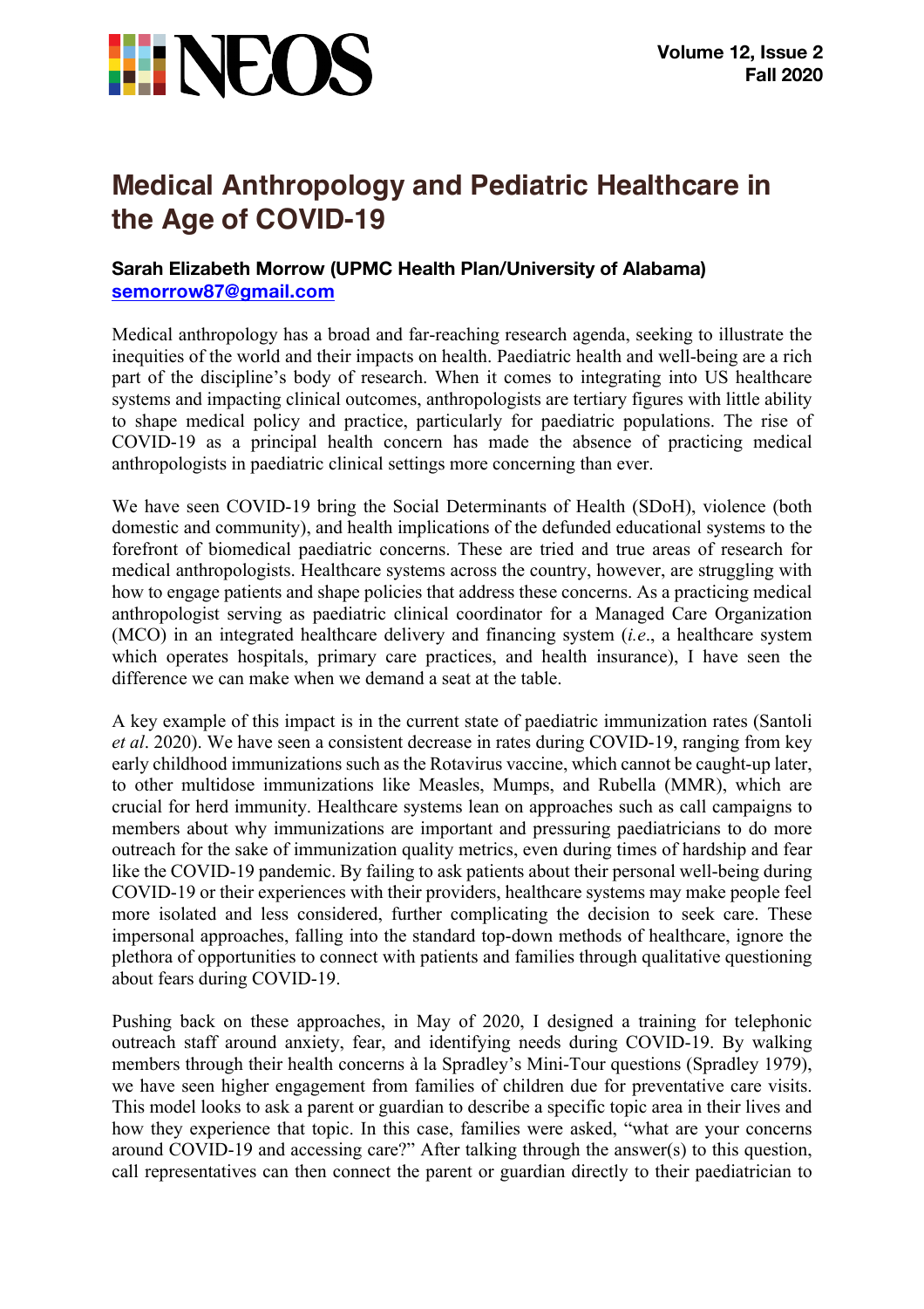# Medical Anthropology and Pediatric Healthcare in the Age of COVID-19

**Sarah Elizabeth Morrow (UPMC Health Plan/University of Alabama)**
**semorrow87@gmail.com**

Medical anthropology has a broad and far-reaching research agenda, seeking to illustrate the inequities of the world and their impacts on health. Paediatric health and well-being are a rich part of the discipline's body of research. When it comes to integrating into US healthcare systems and impacting clinical outcomes, anthropologists are tertiary figures with little ability to shape medical policy and practice, particularly for paediatric populations. The rise of COVID-19 as a principal health concern has made the absence of practicing medical anthropologists in paediatric clinical settings more concerning than ever.

We have seen COVID-19 bring the Social Determinants of Health (SDoH), violence (both domestic and community), and health implications of the defunded educational systems to the forefront of biomedical paediatric concerns. These are tried and true areas of research for medical anthropologists. Healthcare systems across the country, however, are struggling with how to engage patients and shape policies that address these concerns. As a practicing medical anthropologist serving as paediatric clinical coordinator for a Managed Care Organization (MCO) in an integrated healthcare delivery and financing system (*i.e*., a healthcare system which operates hospitals, primary care practices, and health insurance), I have seen the difference we can make when we demand a seat at the table.

A key example of this impact is in the current state of paediatric immunization rates (Santoli *et al*. 2020). We have seen a consistent decrease in rates during COVID-19, ranging from key early childhood immunizations such as the Rotavirus vaccine, which cannot be caught-up later, to other multidose immunizations like Measles, Mumps, and Rubella (MMR), which are crucial for herd immunity. Healthcare systems lean on approaches such as call campaigns to members about why immunizations are important and pressuring paediatricians to do more outreach for the sake of immunization quality metrics, even during times of hardship and fear like the COVID-19 pandemic. By failing to ask patients about their personal well-being during COVID-19 or their experiences with their providers, healthcare systems may make people feel more isolated and less considered, further complicating the decision to seek care. These impersonal approaches, falling into the standard top-down methods of healthcare, ignore the plethora of opportunities to connect with patients and families through qualitative questioning about fears during COVID-19.

Pushing back on these approaches, in May of 2020, I designed a training for telephonic outreach staff around anxiety, fear, and identifying needs during COVID-19. By walking members through their health concerns à la Spradley's Mini-Tour questions (Spradley 1979), we have seen higher engagement from families of children due for preventative care visits. This model looks to ask a parent or guardian to describe a specific topic area in their lives and how they experience that topic. In this case, families were asked, "what are your concerns around COVID-19 and accessing care?" After talking through the answer(s) to this question, call representatives can then connect the parent or guardian directly to their paediatrician to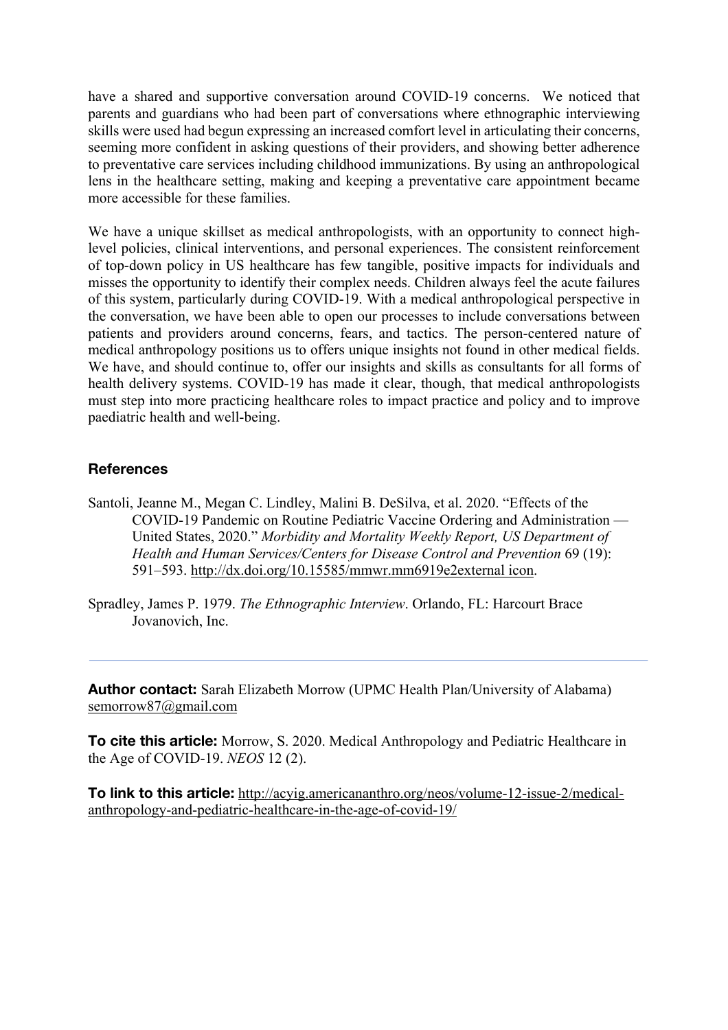have a shared and supportive conversation around COVID-19 concerns. We noticed that parents and guardians who had been part of conversations where ethnographic interviewing skills were used had begun expressing an increased comfort level in articulating their concerns, seeming more confident in asking questions of their providers, and showing better adherence to preventative care services including childhood immunizations. By using an anthropological lens in the healthcare setting, making and keeping a preventative care appointment became more accessible for these families.

We have a unique skillset as medical anthropologists, with an opportunity to connect high-level policies, clinical interventions, and personal experiences. The consistent reinforcement of top-down policy in US healthcare has few tangible, positive impacts for individuals and misses the opportunity to identify their complex needs. Children always feel the acute failures of this system, particularly during COVID-19. With a medical anthropological perspective in the conversation, we have been able to open our processes to include conversations between patients and providers around concerns, fears, and tactics. The person-centered nature of medical anthropology positions us to offers unique insights not found in other medical fields. We have, and should continue to, offer our insights and skills as consultants for all forms of health delivery systems. COVID-19 has made it clear, though, that medical anthropologists must step into more practicing healthcare roles to impact practice and policy and to improve paediatric health and well-being.

## References

Santoli, Jeanne M., Megan C. Lindley, Malini B. DeSilva, et al. 2020. "Effects of the COVID-19 Pandemic on Routine Pediatric Vaccine Ordering and Administration — United States, 2020." *Morbidity and Mortality Weekly Report, US Department of Health and Human Services/Centers for Disease Control and Prevention* 69 (19): 591–593. http://dx.doi.org/10.15585/mmwr.mm6919e2external icon.

Spradley, James P. 1979. *The Ethnographic Interview*. Orlando, FL: Harcourt Brace Jovanovich, Inc.

---

**Author contact:** Sarah Elizabeth Morrow (UPMC Health Plan/University of Alabama) semorrow87@gmail.com

**To cite this article:** Morrow, S. 2020. Medical Anthropology and Pediatric Healthcare in the Age of COVID-19. *NEOS* 12 (2).

**To link to this article:** http://acyig.americananthro.org/neos/volume-12-issue-2/medical-anthropology-and-pediatric-healthcare-in-the-age-of-covid-19/